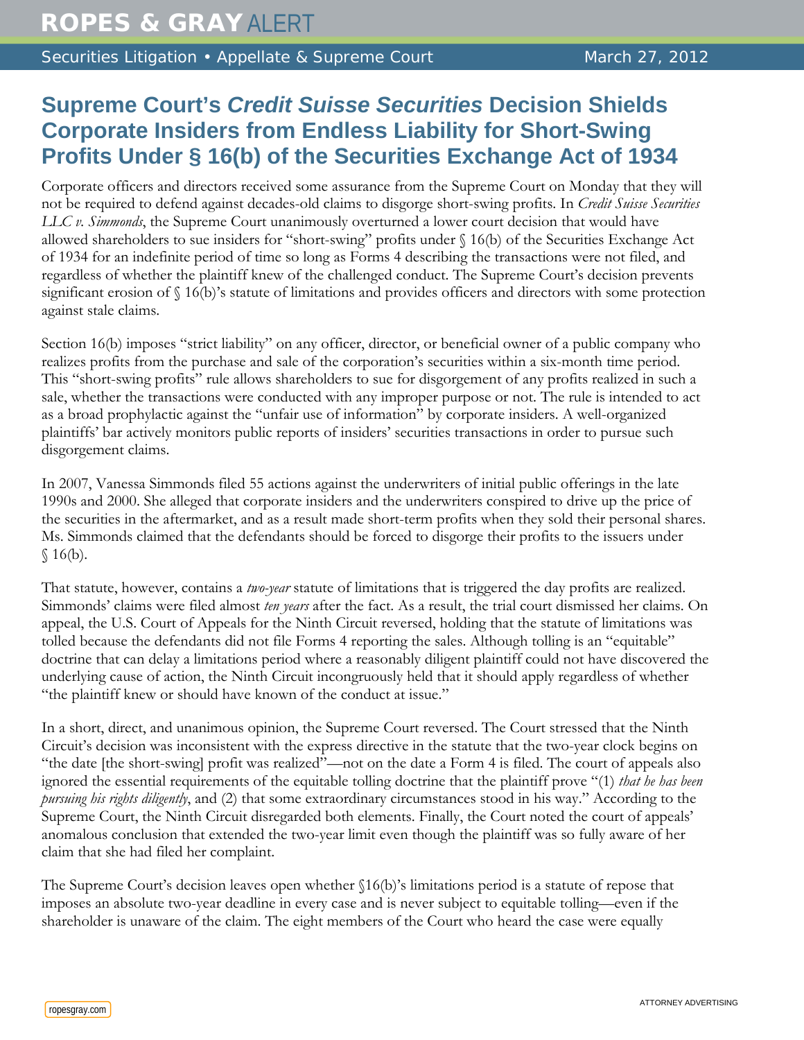# Supreme Court's *Credit Suisse Securities* Decision Shields Corporate Insiders from Endless Liability for Short-Swing Profits Under § 16(b) of the Securities Exchange Act of 1934

Corporate officers and directors received some assurance from the Supreme Court on Monday that they will not be required to defend against decades-old claims to disgorge short-swing profits. In *Credit Suisse Securities LLC v. Simmonds*, the Supreme Court unanimously overturned a lower court decision that would have allowed shareholders to sue insiders for "short-swing" profits under § 16(b) of the Securities Exchange Act of 1934 for an indefinite period of time so long as Forms 4 describing the transactions were not filed, and regardless of whether the plaintiff knew of the challenged conduct. The Supreme Court's decision prevents significant erosion of § 16(b)'s statute of limitations and provides officers and directors with some protection against stale claims.

Section 16(b) imposes "strict liability" on any officer, director, or beneficial owner of a public company who realizes profits from the purchase and sale of the corporation's securities within a six-month time period. This "short-swing profits" rule allows shareholders to sue for disgorgement of any profits realized in such a sale, whether the transactions were conducted with any improper purpose or not. The rule is intended to act as a broad prophylactic against the "unfair use of information" by corporate insiders. A well-organized plaintiffs' bar actively monitors public reports of insiders' securities transactions in order to pursue such disgorgement claims.

In 2007, Vanessa Simmonds filed 55 actions against the underwriters of initial public offerings in the late 1990s and 2000. She alleged that corporate insiders and the underwriters conspired to drive up the price of the securities in the aftermarket, and as a result made short-term profits when they sold their personal shares. Ms. Simmonds claimed that the defendants should be forced to disgorge their profits to the issuers under § 16(b).

That statute, however, contains a *two-year* statute of limitations that is triggered the day profits are realized. Simmonds' claims were filed almost *ten years* after the fact. As a result, the trial court dismissed her claims. On appeal, the U.S. Court of Appeals for the Ninth Circuit reversed, holding that the statute of limitations was tolled because the defendants did not file Forms 4 reporting the sales. Although tolling is an "equitable" doctrine that can delay a limitations period where a reasonably diligent plaintiff could not have discovered the underlying cause of action, the Ninth Circuit incongruously held that it should apply regardless of whether "the plaintiff knew or should have known of the conduct at issue."

In a short, direct, and unanimous opinion, the Supreme Court reversed. The Court stressed that the Ninth Circuit's decision was inconsistent with the express directive in the statute that the two-year clock begins on "the date [the short-swing] profit was realized"—not on the date a Form 4 is filed. The court of appeals also ignored the essential requirements of the equitable tolling doctrine that the plaintiff prove "(1) *that he has been pursuing his rights diligently*, and (2) that some extraordinary circumstances stood in his way." According to the Supreme Court, the Ninth Circuit disregarded both elements. Finally, the Court noted the court of appeals' anomalous conclusion that extended the two-year limit even though the plaintiff was so fully aware of her claim that she had filed her complaint.

The Supreme Court's decision leaves open whether §16(b)'s limitations period is a statute of repose that imposes an absolute two-year deadline in every case and is never subject to equitable tolling—even if the shareholder is unaware of the claim. The eight members of the Court who heard the case were equally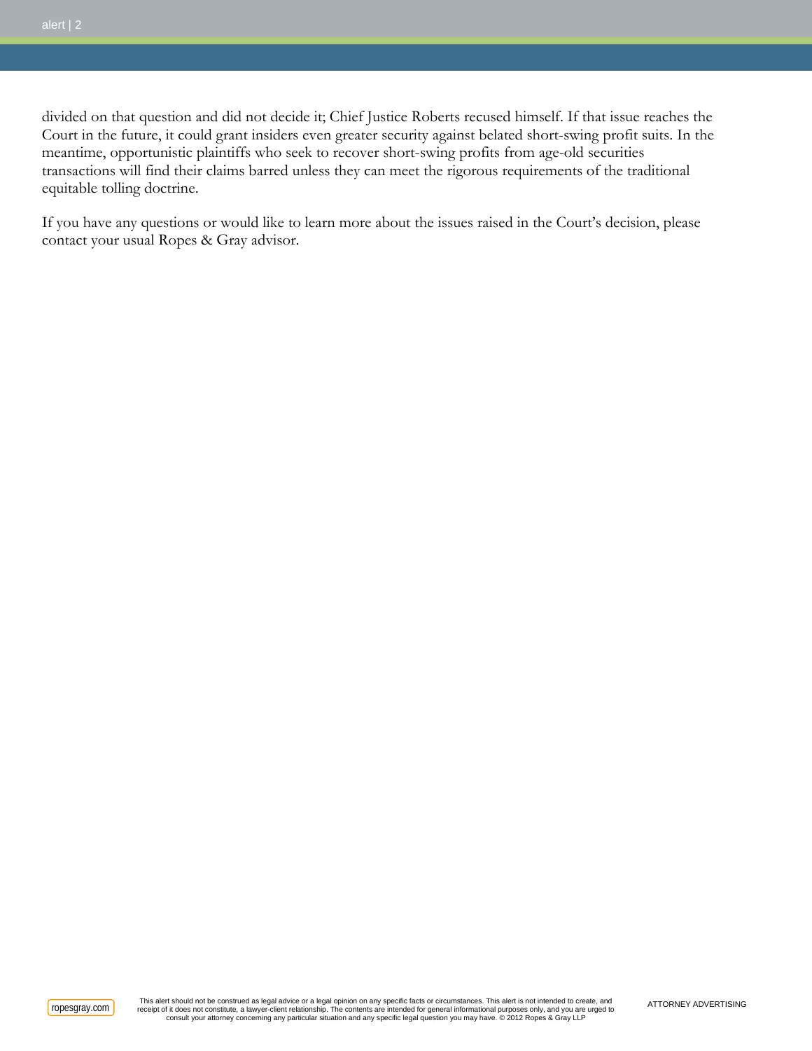divided on that question and did not decide it; Chief Justice Roberts recused himself. If that issue reaches the Court in the future, it could grant insiders even greater security against belated short-swing profit suits. In the meantime, opportunistic plaintiffs who seek to recover short-swing profits from age-old securities transactions will find their claims barred unless they can meet the rigorous requirements of the traditional equitable tolling doctrine.

If you have any questions or would like to learn more about the issues raised in the Court's decision, please contact your usual Ropes & Gray advisor.

This alert should not be construed as legal advice or a legal opinion on any specific facts or circumstances. This alert is not intended to create, and receipt of it does not constitute, a lawyer-client relationship. The contents are intended for general informational purposes only, and you are urged to consult your attorney concerning any particular situation and any specific legal question you may have. © 2012 Ropes & Gray LLP

ATTORNEY ADVERTISING